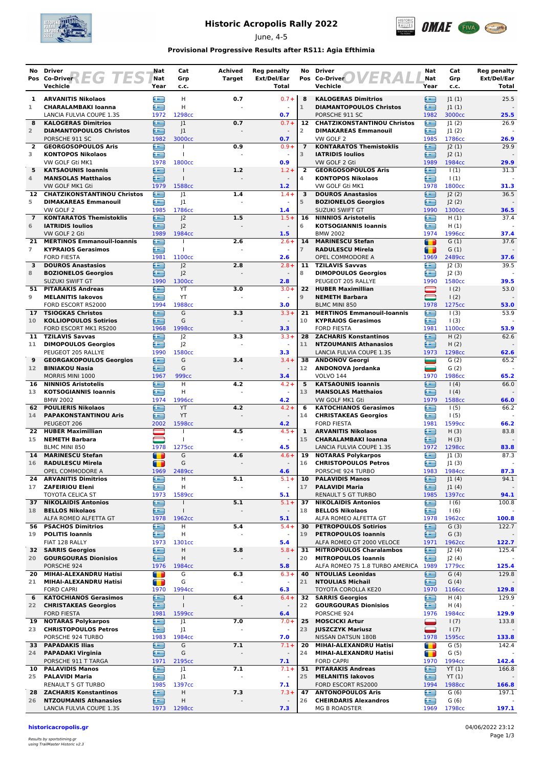# Historic Acropolis Rally 2022

June, 4-5

**Provisional Progressive Results after RS11: Agia Efthimia**

## REG TEST

| No / Pos | Driver / Co-Driver / Vechicle | Nat / Nat / Year | Cat / Grp / c.c. | Achived Target | Reg penalty Ext/Del/Ear / Total |
|---|---|---|---|---|---|
| 1 / 1 | **ARVANITIS Nikolaos** / **CHARALAMBAKI Ioanna** / LANCIA FULVIA COUPE 1.3S | GRE / GRE / 1972 | H / H / 1298cc | 0.7 | 0.7+ / **0.7** |
| 8 / 2 | **KALOGERAS Dimitrios** / **DIAMANTOPOULOS Christos** / PORSCHE 911 SC | GRE / GRE / 1982 | J1 / J1 / 3000cc | 0.7 | 0.7+ / **0.7** |
| 2 / 3 | **GEORGOSOPOULOS Aris** / **KONTOPOS Nikolaos** / VW GOLF Gti MK1 | GRE / GRE / 1978 | I / I / 1800cc | 0.9 | 0.9+ / **0.9** |
| 5 / 4 | **KATSAOUNIS Ioannis** / **MANSOLAS Matthaios** / VW GOLF MK1 Gti | GRE / GRE / 1979 | I / I / 1588cc | 1.2 | 1.2+ / **1.2** |
| 12 / 5 | **CHATZIKONSTANTINOU Christos** / **DIMAKAREAS Emmanouil** / VW GOLF 2 | GRE / GRE / 1985 | J1 / J1 / 1786cc | 1.4 | 1.4+ / **1.4** |
| 7 / 6 | **KONTARATOS Themistoklis** / **IATRIDIS Ioulios** / VW GOLF 2 Gti | GRE / GRE / 1989 | J2 / J2 / 1984cc | 1.5 | 1.5+ / **1.5** |
| 21 / 7 | **MERTINOS Emmanouil-Ioannis** / **KYPRAIOS Gerasimos** / FORD FIESTA | GRE / GRE / 1981 | I / I / 1100cc | 2.6 | 2.6+ / **2.6** |
| 3 / 8 | **DOUROS Anastasios** / **BOZIONELOS Georgios** / SUZUKI SWIFT GT | GRE / GRE / 1990 | J2 / J2 / 1300cc | 2.8 | 2.8+ / **2.8** |
| 51 / 9 | **PITARAKIS Andreas** / **MELANITIS Iakovos** / FORD ESCORT RS2000 | GRE / GRE / 1994 | YT / YT / 1988cc | 3.0 | 3.0+ / **3.0** |
| 17 / 10 | **TSIOGKAS Christos** / **KOLLIOPOULOS Sotirios** / FORD ESCORT MK1 RS200 | GRE / GRE / 1968 | G / G / 1998cc | 3.3 | 3.3+ / **3.3** |
| 11 / 11 | **TZILAVIS Savvas** / **DIMOPOULOS Georgios** / PEUGEOT 205 RALLYE | GRE / GRE / 1990 | J2 / J2 / 1580cc | 3.3 | 3.3+ / **3.3** |
| 9 / 12 | **GEORGAKOPOULOS Georgios** / **BINIAKOU Nasia** / MORRIS MINI 1000 | GRE / GRE / 1967 | G / G / 999cc | 3.4 | 3.4+ / **3.4** |
| 16 / 13 | **NINNIOS Aristotelis** / **KOTSOGIANNIS Ioannis** / BMW 2002 | GRE / GRE / 1974 | H / H / 1996cc | 4.2 | 4.2+ / **4.2** |
| 62 / 14 | **POULIERIS Nikolaos** / **PAPAKONSTANTINOU Aris** / PEUGEOT 206 | GRE / GRE / 2002 | YT / YT / 1598cc | 4.2 | 4.2+ / **4.2** |
| 22 / 15 | **HUBER Maximillian** / **NEMETH Barbara** / BLMC MINI 850 | AUT / HUN / 1978 | I / I / 1275cc | 4.5 | 4.5+ / **4.5** |
| 14 / 16 | **MARINESCU Stefan** / **RADULESCU Mirela** / OPEL COMMODORE A | ROU / ROU / 1969 | G / G / 2489cc | 4.6 | 4.6+ / **4.6** |
| 24 / 17 | **ARVANITIS Dimitrios** / **ZAFEIRIOU Eleni** / TOYOTA CELICA ST | GRE / GRE / 1973 | H / H / 1589cc | 5.1 | 5.1+ / **5.1** |
| 37 / 18 | **NIKOLAIDIS Antonios** / **BELLOS Nikolaos** / ALFA ROMEO ALFETTA GT | GRE / GRE / 1978 | I / I / 1962cc | 5.1 | 5.1+ / **5.1** |
| 56 / 19 | **PSACHOS Dimitrios** / **POLITIS Ioannis** / FIAT 128 RALLY | GRE / GRE / 1973 | H / H / 1301cc | 5.4 | 5.4+ / **5.4** |
| 32 / 20 | **SARRIS Georgios** / **GOURGOURAS Dionisios** / PORSCHE 924 | GRE / GRE / 1976 | H / H / 1984cc | 5.8 | 5.8+ / **5.8** |
| 20 / 21 | **MIHAI-ALEXANDRU Hatisi** / **MIHAI-ALEXANDRU Hatisi** / FORD CAPRI | ROU / ROU / 1970 | G / G / 1994cc | 6.3 | 6.3+ / **6.3** |
| 6 / 22 | **KATOCHIANOS Gerasimos** / **CHRISTAKEAS Georgios** / FORD FIESTA | GRE / GRE / 1981 | I / I / 1599cc | 6.4 | 6.4+ / **6.4** |
| 19 / 23 | **NOTARAS Polykarpos** / **CHRISTOPOULOS Petros** / PORSCHE 924 TURBO | GRE / GRE / 1983 | J1 / J1 / 1984cc | 7.0 | 7.0+ / **7.0** |
| 33 / 24 | **PAPADAKIS Ilias** / **PAPADAKI Virginia** / PORSCHE 911 T TARGA | GRE / GRE / 1971 | G / G / 2195cc | 7.1 | 7.1+ / **7.1** |
| 10 / 25 | **PALAVIDIS Manos** / **PALAVIDI Maria** / RENAULT 5 GT TURBO | GRE / GRE / 1985 | J1 / J1 / 1397cc | 7.1 | 7.1+ / **7.1** |
| 28 / 26 | **ZACHARIS Konstantinos** / **NTZOUMANIS Athanasios** / LANCIA FULVIA COUPE 1.3S | GRE / GRE / 1973 | H / H / 1298cc | 7.3 | 7.3+ / **7.3** |

## OVERALL

| No / Pos | Driver / Co-Driver / Vechicle | Nat / Nat / Year | Cat / Grp / c.c. | Reg penalty Ext/Del/Ear / Total |
|---|---|---|---|---|
| 8 / 1 | **KALOGERAS Dimitrios** / **DIAMANTOPOULOS Christos** / PORSCHE 911 SC | GRE / GRE / 1982 | J1 (1) / J1 (1) / 3000cc | 25.5 / **25.5** |
| 12 / 2 | **CHATZIKONSTANTINOU Christos** / **DIMAKAREAS Emmanouil** / VW GOLF 2 | GRE / GRE / 1985 | J1 (2) / J1 (2) / 1786cc | 26.9 / **26.9** |
| 7 / 3 | **KONTARATOS Themistoklis** / **IATRIDIS Ioulios** / VW GOLF 2 Gti | GRE / GRE / 1989 | J2 (1) / J2 (1) / 1984cc | 29.9 / **29.9** |
| 2 / 4 | **GEORGOSOPOULOS Aris** / **KONTOPOS Nikolaos** / VW GOLF Gti MK1 | GRE / GRE / 1978 | I (1) / I (1) / 1800cc | 31.3 / **31.3** |
| 3 / 5 | **DOUROS Anastasios** / **BOZIONELOS Georgios** / SUZUKI SWIFT GT | GRE / GRE / 1990 | J2 (2) / J2 (2) / 1300cc | 36.5 / **36.5** |
| 16 / 6 | **NINNIOS Aristotelis** / **KOTSOGIANNIS Ioannis** / BMW 2002 | GRE / GRE / 1974 | H (1) / H (1) / 1996cc | 37.4 / **37.4** |
| 14 / 7 | **MARINESCU Stefan** / **RADULESCU Mirela** / OPEL COMMODORE A | ROU / ROU / 1969 | G (1) / G (1) / 2489cc | 37.6 / **37.6** |
| 11 / 8 | **TZILAVIS Savvas** / **DIMOPOULOS Georgios** / PEUGEOT 205 RALLYE | GRE / GRE / 1990 | J2 (3) / J2 (3) / 1580cc | 39.5 / **39.5** |
| 22 / 9 | **HUBER Maximillian** / **NEMETH Barbara** / BLMC MINI 850 | AUT / HUN / 1978 | I (2) / I (2) / 1275cc | 53.0 / **53.0** |
| 21 / 10 | **MERTINOS Emmanouil-Ioannis** / **KYPRAIOS Gerasimos** / FORD FIESTA | GRE / GRE / 1981 | I (3) / I (3) / 1100cc | 53.9 / **53.9** |
| 28 / 11 | **ZACHARIS Konstantinos** / **NTZOUMANIS Athanasios** / LANCIA FULVIA COUPE 1.3S | GRE / GRE / 1973 | H (2) / H (2) / 1298cc | 62.6 / **62.6** |
| 38 / 12 | **ANDONOV Georgi** / **ANDONOVA Jordanka** / VOLVO 144 | BUL / BUL / 1970 | G (2) / G (2) / 1986cc | 65.2 / **65.2** |
| 5 / 13 | **KATSAOUNIS Ioannis** / **MANSOLAS Matthaios** / VW GOLF MK1 Gti | GRE / GRE / 1979 | I (4) / I (4) / 1588cc | 66.0 / **66.0** |
| 6 / 14 | **KATOCHIANOS Gerasimos** / **CHRISTAKEAS Georgios** / FORD FIESTA | GRE / GRE / 1981 | I (5) / I (5) / 1599cc | 66.2 / **66.2** |
| 1 / 15 | **ARVANITIS Nikolaos** / **CHARALAMBAKI Ioanna** / LANCIA FULVIA COUPE 1.3S | GRE / GRE / 1972 | H (3) / H (3) / 1298cc | 83.8 / **83.8** |
| 19 / 16 | **NOTARAS Polykarpos** / **CHRISTOPOULOS Petros** / PORSCHE 924 TURBO | GRE / GRE / 1983 | J1 (3) / J1 (3) / 1984cc | 87.3 / **87.3** |
| 10 / 17 | **PALAVIDIS Manos** / **PALAVIDI Maria** / RENAULT 5 GT TURBO | GRE / GRE / 1985 | J1 (4) / J1 (4) / 1397cc | 94.1 / **94.1** |
| 37 / 18 | **NIKOLAIDIS Antonios** / **BELLOS Nikolaos** / ALFA ROMEO ALFETTA GT | GRE / GRE / 1978 | I (6) / I (6) / 1962cc | 100.8 / **100.8** |
| 30 / 19 | **PETROPOULOS Sotirios** / **PETROPOULOS Ioannis** / ALFA ROMEO GT 2000 VELOCE | GRE / GRE / 1971 | G (3) / G (3) / 1962cc | 122.7 / **122.7** |
| 31 / 20 | **MITROPOULOS Charalambos** / **MITROPOULOS Ioannis** / ALFA ROMEO 75 1.8 TURBO AMERICA | GRE / GRE / 1989 | J2 (4) / J2 (4) / 1779cc | 125.4 / **125.4** |
| 40 / 21 | **NTOULIAS Leonidas** / **NTOULIAS Michail** / TOYOTA COROLLA KE20 | GRE / GRE / 1970 | G (4) / G (4) / 1166cc | 129.8 / **129.8** |
| 32 / 22 | **SARRIS Georgios** / **GOURGOURAS Dionisios** / PORSCHE 924 | GRE / GRE / 1976 | H (4) / H (4) / 1984cc | 129.9 / **129.9** |
| 25 / 23 | **MOSCICKI Artur** / **JUSZCZYK Mariusz** / NISSAN DATSUN 180B | POL / POL / 1978 | I (7) / I (7) / 1595cc | 133.8 / **133.8** |
| 20 / 24 | **MIHAI-ALEXANDRU Hatisi** / **MIHAI-ALEXANDRU Hatisi** / FORD CAPRI | ROU / ROU / 1970 | G (5) / G (5) / 1994cc | 142.4 / **142.4** |
| 51 / 25 | **PITARAKIS Andreas** / **MELANITIS Iakovos** / FORD ESCORT RS2000 | GRE / GRE / 1994 | YT (1) / YT (1) / 1988cc | 166.8 / **166.8** |
| 47 / 26 | **ANTONOPOULOS Aris** / **CHEIRDARIS Alexandros** / MG B ROADSTER | GRE / GRE / 1969 | G (6) / G (6) / 1798cc | 197.1 / **197.1** |

**historicacropolis.gr**

04/06/2022 23:12

*Results by sportstiming.gr*
*using TrailMaster Historic v2.3*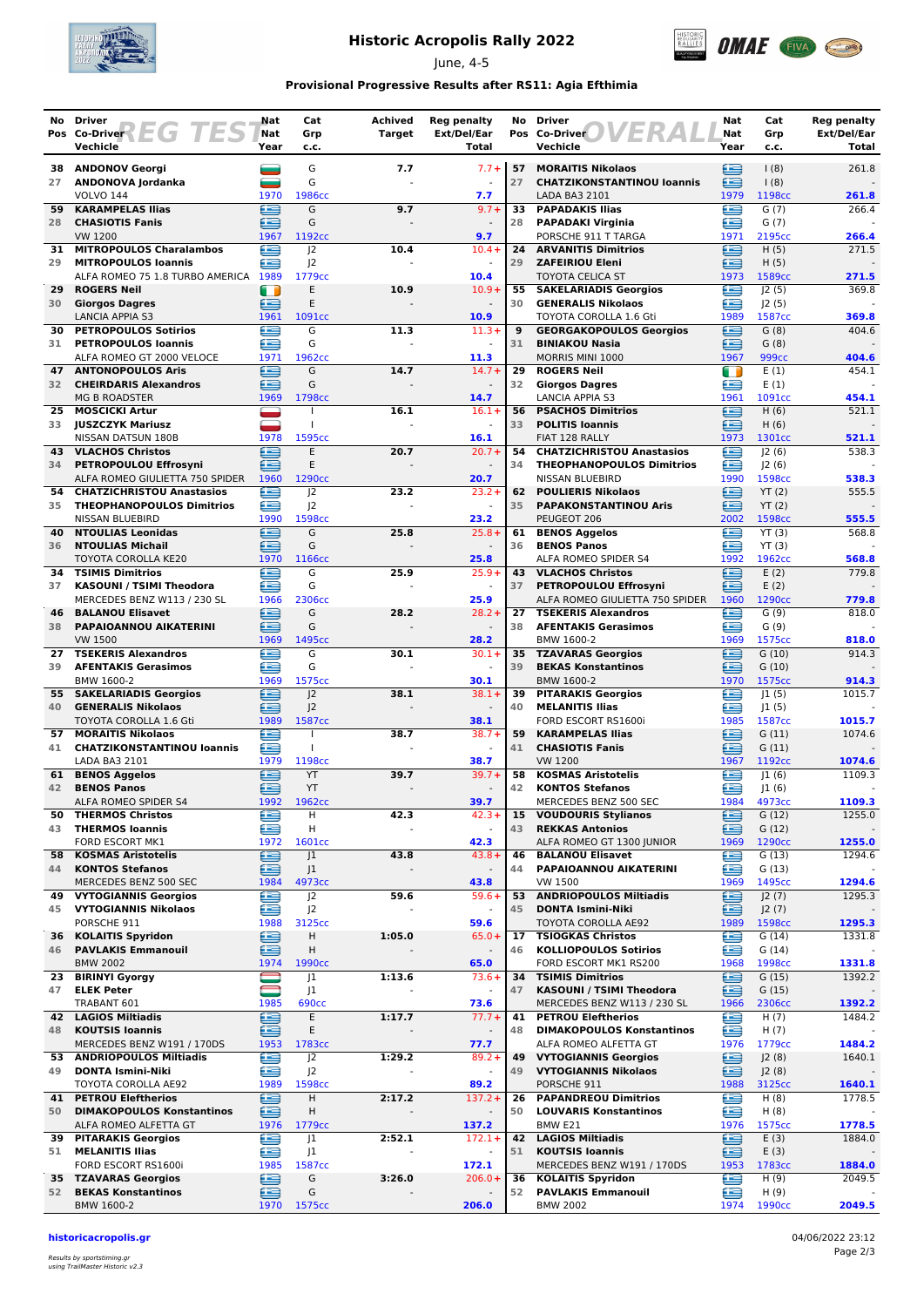# Historic Acropolis Rally 2022

June, 4-5

**Provisional Progressive Results after RS11: Agia Efthimia**

## REG TEST

| No | Pos | Driver / Co-Driver / Vehicle | Nat | Year | Cat / Grp / c.c. | Achived Target | Reg penalty Ext/Del/Ear | Total |
|---|---|---|---|---|---|---|---|---|
| 38 | 27 | **ANDONOV Georgi** / **ANDONOVA Jordanka** / VOLVO 144 | | 1970 | G / G / 1986cc | 7.7 | 7.7+ / - | 7.7 |
| 59 | 28 | **KARAMPELAS Ilias** / **CHASIOTIS Fanis** / VW 1200 | | 1967 | G / G / 1192cc | 9.7 | 9.7+ / - | 9.7 |
| 31 | 29 | **MITROPOULOS Charalambos** / **MITROPOULOS Ioannis** / ALFA ROMEO 75 1.8 TURBO AMERICA | | 1989 | J2 / J2 / 1779cc | 10.4 | 10.4+ / - | 10.4 |
| 29 | 30 | **ROGERS Neil** / **Giorgos Dagres** / LANCIA APPIA S3 | | 1961 | E / E / 1091cc | 10.9 | 10.9+ / - | 10.9 |
| 30 | 31 | **PETROPOULOS Sotirios** / **PETROPOULOS Ioannis** / ALFA ROMEO GT 2000 VELOCE | | 1971 | G / G / 1962cc | 11.3 | 11.3+ / - | 11.3 |
| 47 | 32 | **ANTONOPOULOS Aris** / **CHEIRDARIS Alexandros** / MG B ROADSTER | | 1969 | G / G / 1798cc | 14.7 | 14.7+ / - | 14.7 |
| 25 | 33 | **MOSCICKI Artur** / **JUSZCZYK Mariusz** / NISSAN DATSUN 180B | | 1978 | I / I / 1595cc | 16.1 | 16.1+ / - | 16.1 |
| 43 | 34 | **VLACHOS Christos** / **PETROPOULOU Effrosyni** / ALFA ROMEO GIULIETTA 750 SPIDER | | 1960 | E / E / 1290cc | 20.7 | 20.7+ / - | 20.7 |
| 54 | 35 | **CHATZICHRISTOU Anastasios** / **THEOPHANOPOULOS Dimitrios** / NISSAN BLUEBIRD | | 1990 | J2 / J2 / 1598cc | 23.2 | 23.2+ / - | 23.2 |
| 40 | 36 | **NTOULIAS Leonidas** / **NTOULIAS Michail** / TOYOTA COROLLA KE20 | | 1970 | G / G / 1166cc | 25.8 | 25.8+ / - | 25.8 |
| 34 | 37 | **TSIMIS Dimitrios** / **KASOUNI / TSIMI Theodora** / MERCEDES BENZ W113 / 230 SL | | 1966 | G / G / 2306cc | 25.9 | 25.9+ / - | 25.9 |
| 46 | 38 | **BALANOU Elisavet** / **PAPAIOANNOU AIKATERINI** / VW 1500 | | 1969 | G / G / 1495cc | 28.2 | 28.2+ / - | 28.2 |
| 27 | 39 | **TSEKERIS Alexandros** / **AFENTAKIS Gerasimos** / BMW 1600-2 | | 1969 | G / G / 1575cc | 30.1 | 30.1+ / - | 30.1 |
| 55 | 40 | **SAKELARIADIS Georgios** / **GENERALIS Nikolaos** / TOYOTA COROLLA 1.6 Gti | | 1989 | J2 / J2 / 1587cc | 38.1 | 38.1+ / - | 38.1 |
| 57 | 41 | **MORAITIS Nikolaos** / **CHATZIKONSTANTINOU Ioannis** / LADA BA3 2101 | | 1979 | I / I / 1198cc | 38.7 | 38.7+ / - | 38.7 |
| 61 | 42 | **BENOS Aggelos** / **BENOS Panos** / ALFA ROMEO SPIDER S4 | | 1992 | YT / YT / 1962cc | 39.7 | 39.7+ / - | 39.7 |
| 50 | 43 | **THERMOS Christos** / **THERMOS Ioannis** / FORD ESCORT MK1 | | 1972 | H / H / 1601cc | 42.3 | 42.3+ / - | 42.3 |
| 58 | 44 | **KOSMAS Aristotelis** / **KONTOS Stefanos** / MERCEDES BENZ 500 SEC | | 1984 | J1 / J1 / 4973cc | 43.8 | 43.8+ / - | 43.8 |
| 49 | 45 | **VYTOGIANNIS Georgios** / **VYTOGIANNIS Nikolaos** / PORSCHE 911 | | 1988 | J2 / J2 / 3125cc | 59.6 | 59.6+ / - | 59.6 |
| 36 | 46 | **KOLAITIS Spyridon** / **PAVLAKIS Emmanouil** / BMW 2002 | | 1974 | H / H / 1990cc | 1:05.0 | 65.0+ / - | 65.0 |
| 23 | 47 | **BIRINYI Gyorgy** / **ELEK Peter** / TRABANT 601 | | 1985 | J1 / J1 / 690cc | 1:13.6 | 73.6+ / - | 73.6 |
| 42 | 48 | **LAGIOS Miltiadis** / **KOUTSIS Ioannis** / MERCEDES BENZ W191 / 170DS | | 1953 | E / E / 1783cc | 1:17.7 | 77.7+ / - | 77.7 |
| 53 | 49 | **ANDRIOPOULOS Miltiadis** / **DONTA Ismini-Niki** / TOYOTA COROLLA AE92 | | 1989 | J2 / J2 / 1598cc | 1:29.2 | 89.2+ / - | 89.2 |
| 41 | 50 | **PETROU Eleftherios** / **DIMAKOPOULOS Konstantinos** / ALFA ROMEO ALFETTA GT | | 1976 | H / H / 1779cc | 2:17.2 | 137.2+ / - | 137.2 |
| 39 | 51 | **PITARAKIS Georgios** / **MELANITIS Ilias** / FORD ESCORT RS1600i | | 1985 | J1 / J1 / 1587cc | 2:52.1 | 172.1+ / - | 172.1 |
| 35 | 52 | **TZAVARAS Georgios** / **BEKAS Konstantinos** / BMW 1600-2 | | 1970 | G / G / 1575cc | 3:26.0 | 206.0+ / - | 206.0 |

## OVERALL

| No | Pos | Driver / Co-Driver / Vehicle | Nat | Year | Cat / Grp / c.c. | Reg penalty Ext/Del/Ear | Total |
|---|---|---|---|---|---|---|---|
| 57 | 27 | **MORAITIS Nikolaos** / **CHATZIKONSTANTINOU Ioannis** / LADA BA3 2101 | | 1979 | I (8) / I (8) / 1198cc | 261.8 / - | 261.8 |
| 33 | 28 | **PAPADAKIS Ilias** / **PAPADAKI Virginia** / PORSCHE 911 T TARGA | | 1971 | G (7) / G (7) / 2195cc | 266.4 / - | 266.4 |
| 24 | 29 | **ARVANITIS Dimitrios** / **ZAFEIRIOU Eleni** / TOYOTA CELICA ST | | 1973 | H (5) / H (5) / 1589cc | 271.5 / - | 271.5 |
| 55 | 30 | **SAKELARIADIS Georgios** / **GENERALIS Nikolaos** / TOYOTA COROLLA 1.6 Gti | | 1989 | J2 (5) / J2 (5) / 1587cc | 369.8 / - | 369.8 |
| 9 | 31 | **GEORGAKOPOULOS Georgios** / **BINIAKOU Nasia** / MORRIS MINI 1000 | | 1967 | G (8) / G (8) / 999cc | 404.6 / - | 404.6 |
| 29 | 32 | **ROGERS Neil** / **Giorgos Dagres** / LANCIA APPIA S3 | | 1961 | E (1) / E (1) / 1091cc | 454.1 / - | 454.1 |
| 56 | 33 | **PSACHOS Dimitrios** / **POLITIS Ioannis** / FIAT 128 RALLY | | 1973 | H (6) / H (6) / 1301cc | 521.1 / - | 521.1 |
| 54 | 34 | **CHATZICHRISTOU Anastasios** / **THEOPHANOPOULOS Dimitrios** / NISSAN BLUEBIRD | | 1990 | J2 (6) / J2 (6) / 1598cc | 538.3 / - | 538.3 |
| 62 | 35 | **POULIERIS Nikolaos** / **PAPAKONSTANTINOU Aris** / PEUGEOT 206 | | 2002 | YT (2) / YT (2) / 1598cc | 555.5 / - | 555.5 |
| 61 | 36 | **BENOS Aggelos** / **BENOS Panos** / ALFA ROMEO SPIDER S4 | | 1992 | YT (3) / YT (3) / 1962cc | 568.8 / - | 568.8 |
| 43 | 37 | **VLACHOS Christos** / **PETROPOULOU Effrosyni** / ALFA ROMEO GIULIETTA 750 SPIDER | | 1960 | E (2) / E (2) / 1290cc | 779.8 / - | 779.8 |
| 27 | 38 | **TSEKERIS Alexandros** / **AFENTAKIS Gerasimos** / BMW 1600-2 | | 1969 | G (9) / G (9) / 1575cc | 818.0 / - | 818.0 |
| 35 | 39 | **TZAVARAS Georgios** / **BEKAS Konstantinos** / BMW 1600-2 | | 1970 | G (10) / G (10) / 1575cc | 914.3 / - | 914.3 |
| 39 | 40 | **PITARAKIS Georgios** / **MELANITIS Ilias** / FORD ESCORT RS1600i | | 1985 | J1 (5) / J1 (5) / 1587cc | 1015.7 / - | 1015.7 |
| 59 | 41 | **KARAMPELAS Ilias** / **CHASIOTIS Fanis** / VW 1200 | | 1967 | G (11) / G (11) / 1192cc | 1074.6 / - | 1074.6 |
| 58 | 42 | **KOSMAS Aristotelis** / **KONTOS Stefanos** / MERCEDES BENZ 500 SEC | | 1984 | J1 (6) / J1 (6) / 4973cc | 1109.3 / - | 1109.3 |
| 15 | 43 | **VOUDOURIS Stylianos** / **REKKAS Antonios** / ALFA ROMEO GT 1300 JUNIOR | | 1969 | G (12) / G (12) / 1290cc | 1255.0 / - | 1255.0 |
| 46 | 44 | **BALANOU Elisavet** / **PAPAIOANNOU AIKATERINI** / VW 1500 | | 1969 | G (13) / G (13) / 1495cc | 1294.6 / - | 1294.6 |
| 53 | 45 | **ANDRIOPOULOS Miltiadis** / **DONTA Ismini-Niki** / TOYOTA COROLLA AE92 | | 1989 | J2 (7) / J2 (7) / 1598cc | 1295.3 / - | 1295.3 |
| 17 | 46 | **TSIOGKAS Christos** / **KOLLIOPOULOS Sotirios** / FORD ESCORT MK1 RS200 | | 1968 | G (14) / G (14) / 1998cc | 1331.8 / - | 1331.8 |
| 34 | 47 | **TSIMIS Dimitrios** / **KASOUNI / TSIMI Theodora** / MERCEDES BENZ W113 / 230 SL | | 1966 | G (15) / G (15) / 2306cc | 1392.2 / - | 1392.2 |
| 41 | 48 | **PETROU Eleftherios** / **DIMAKOPOULOS Konstantinos** / ALFA ROMEO ALFETTA GT | | 1976 | H (7) / H (7) / 1779cc | 1484.2 / - | 1484.2 |
| 49 | 49 | **VYTOGIANNIS Georgios** / **VYTOGIANNIS Nikolaos** / PORSCHE 911 | | 1988 | J2 (8) / J2 (8) / 3125cc | 1640.1 / - | 1640.1 |
| 26 | 50 | **PAPANDREOU Dimitrios** / **LOUVARIS Konstantinos** / BMW E21 | | 1976 | H (8) / H (8) / 1575cc | 1778.5 / - | 1778.5 |
| 42 | 51 | **LAGIOS Miltiadis** / **KOUTSIS Ioannis** / MERCEDES BENZ W191 / 170DS | | 1953 | E (3) / E (3) / 1783cc | 1884.0 / - | 1884.0 |
| 36 | 52 | **KOLAITIS Spyridon** / **PAVLAKIS Emmanouil** / BMW 2002 | | 1974 | H (9) / H (9) / 1990cc | 2049.5 / - | 2049.5 |

**historicacropolis.gr**

*Results by sportstiming.gr using TrailMaster Historic v2.3*

04/06/2022 23:12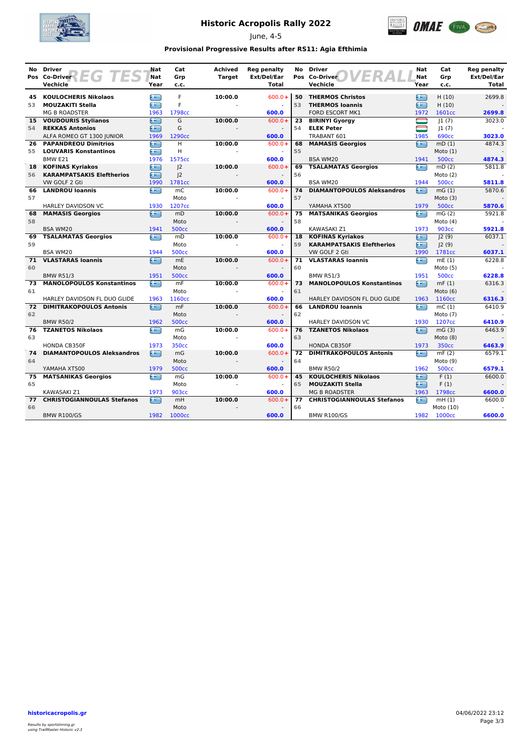# Historic Acropolis Rally 2022

June, 4-5

### Provisional Progressive Results after RS11: Agia Efthimia

**REG TEST**

| No / Pos | Driver / Co-Driver / Vechicle | Nat / Nat / Year | Cat / Grp / c.c. | Achived Target | Reg penalty Ext/Del/Ear Total |
|---|---|---|---|---|---|
| 45 / 53 | **KOULOCHERIS Nikolaos** / **MOUZAKITI Stella** / MG B ROADSTER | GRE / GRE / 1963 | F / F / 1798cc | 10:00.0 / - | 600.0+ / - / **600.0** |
| 15 / 54 | **VOUDOURIS Stylianos** / **REKKAS Antonios** / ALFA ROMEO GT 1300 JUNIOR | GRE / GRE / 1969 | G / G / 1290cc | 10:00.0 / - | 600.0+ / - / **600.0** |
| 26 / 55 | **PAPANDREOU Dimitrios** / **LOUVARIS Konstantinos** / BMW E21 | GRE / GRE / 1976 | H / H / 1575cc | 10:00.0 / - | 600.0+ / - / **600.0** |
| 18 / 56 | **KOFINAS Kyriakos** / **KARAMPATSAKIS Eleftherios** / VW GOLF 2 Gti | GRE / GRE / 1990 | J2 / J2 / 1781cc | 10:00.0 / - | 600.0+ / - / **600.0** |
| 66 / 57 | **LANDROU Ioannis** / HARLEY DAVIDSON VC | GRE / 1930 | mC / Moto / 1207cc | 10:00.0 / - | 600.0+ / - / **600.0** |
| 68 / 58 | **MAMASIS Georgios** / BSA WM20 | GRE / 1941 | mD / Moto / 500cc | 10:00.0 / - | 600.0+ / - / **600.0** |
| 69 / 59 | **TSALAMATAS Georgios** / BSA WM20 | GRE / 1944 | mD / Moto / 500cc | 10:00.0 / - | 600.0+ / - / **600.0** |
| 71 / 60 | **VLASTARAS Ioannis** / BMW R51/3 | GRE / 1951 | mE / Moto / 500cc | 10:00.0 / - | 600.0+ / - / **600.0** |
| 73 / 61 | **MANOLOPOULOS Konstantinos** / HARLEY DAVIDSON FL DUO GLIDE | GRE / 1963 | mF / Moto / 1160cc | 10:00.0 / - | 600.0+ / - / **600.0** |
| 72 / 62 | **DIMITRAKOPOULOS Antonis** / BMW R50/2 | GRE / 1962 | mF / Moto / 500cc | 10:00.0 / - | 600.0+ / - / **600.0** |
| 76 / 63 | **TZANETOS Nikolaos** / HONDA CB350F | GRE / 1973 | mG / Moto / 350cc | 10:00.0 / - | 600.0+ / - / **600.0** |
| 74 / 64 | **DIAMANTOPOULOS Aleksandros** / YAMAHA XT500 | GRE / 1979 | mG / Moto / 500cc | 10:00.0 / - | 600.0+ / - / **600.0** |
| 75 / 65 | **MATSANIKAS Georgios** / KAWASAKI Z1 | GRE / 1973 | mG / Moto / 903cc | 10:00.0 / - | 600.0+ / - / **600.0** |
| 77 / 66 | **CHRISTOGIANNOULAS Stefanos** / BMW R100/GS | GRE / 1982 | mH / Moto / 1000cc | 10:00.0 / - | 600.0+ / - / **600.0** |

**OVERALL**

| No / Pos | Driver / Co-Driver / Vechicle | Nat / Nat / Year | Cat / Grp / c.c. | Reg penalty Ext/Del/Ear Total |
|---|---|---|---|---|
| 50 / 53 | **THERMOS Christos** / **THERMOS Ioannis** / FORD ESCORT MK1 | GRE / GRE / 1972 | H (10) / H (10) / 1601cc | 2699.8 / - / **2699.8** |
| 23 / 54 | **BIRINYI Gyorgy** / **ELEK Peter** / TRABANT 601 | HUN / HUN / 1985 | J1 (7) / J1 (7) / 690cc | 3023.0 / - / **3023.0** |
| 68 / 55 | **MAMASIS Georgios** / BSA WM20 | GRE / 1941 | mD (1) / Moto (1) / 500cc | 4874.3 / - / **4874.3** |
| 69 / 56 | **TSALAMATAS Georgios** / BSA WM20 | GRE / 1944 | mD (2) / Moto (2) / 500cc | 5811.8 / - / **5811.8** |
| 74 / 57 | **DIAMANTOPOULOS Aleksandros** / YAMAHA XT500 | GRE / 1979 | mG (1) / Moto (3) / 500cc | 5870.6 / - / **5870.6** |
| 75 / 58 | **MATSANIKAS Georgios** / KAWASAKI Z1 | GRE / 1973 | mG (2) / Moto (4) / 903cc | 5921.8 / - / **5921.8** |
| 18 / 59 | **KOFINAS Kyriakos** / **KARAMPATSAKIS Eleftherios** / VW GOLF 2 Gti | GRE / GRE / 1990 | J2 (9) / J2 (9) / 1781cc | 6037.1 / - / **6037.1** |
| 71 / 60 | **VLASTARAS Ioannis** / BMW R51/3 | GRE / 1951 | mE (1) / Moto (5) / 500cc | 6228.8 / - / **6228.8** |
| 73 / 61 | **MANOLOPOULOS Konstantinos** / HARLEY DAVIDSON FL DUO GLIDE | GRE / 1963 | mF (1) / Moto (6) / 1160cc | 6316.3 / - / **6316.3** |
| 66 / 62 | **LANDROU Ioannis** / HARLEY DAVIDSON VC | GRE / 1930 | mC (1) / Moto (7) / 1207cc | 6410.9 / - / **6410.9** |
| 76 / 63 | **TZANETOS Nikolaos** / HONDA CB350F | GRE / 1973 | mG (3) / Moto (8) / 350cc | 6463.9 / - / **6463.9** |
| 72 / 64 | **DIMITRAKOPOULOS Antonis** / BMW R50/2 | GRE / 1962 | mF (2) / Moto (9) / 500cc | 6579.1 / - / **6579.1** |
| 45 / 65 | **KOULOCHERIS Nikolaos** / **MOUZAKITI Stella** / MG B ROADSTER | GRE / GRE / 1963 | F (1) / F (1) / 1798cc | 6600.0 / - / **6600.0** |
| 77 / 66 | **CHRISTOGIANNOULAS Stefanos** / BMW R100/GS | GRE / 1982 | mH (1) / Moto (10) / 1000cc | 6600.0 / - / **6600.0** |

**historicacropolis.gr**

*Results by sportstiming.gr*
*using TrailMaster Historic v2.3*

04/06/2022 23:12